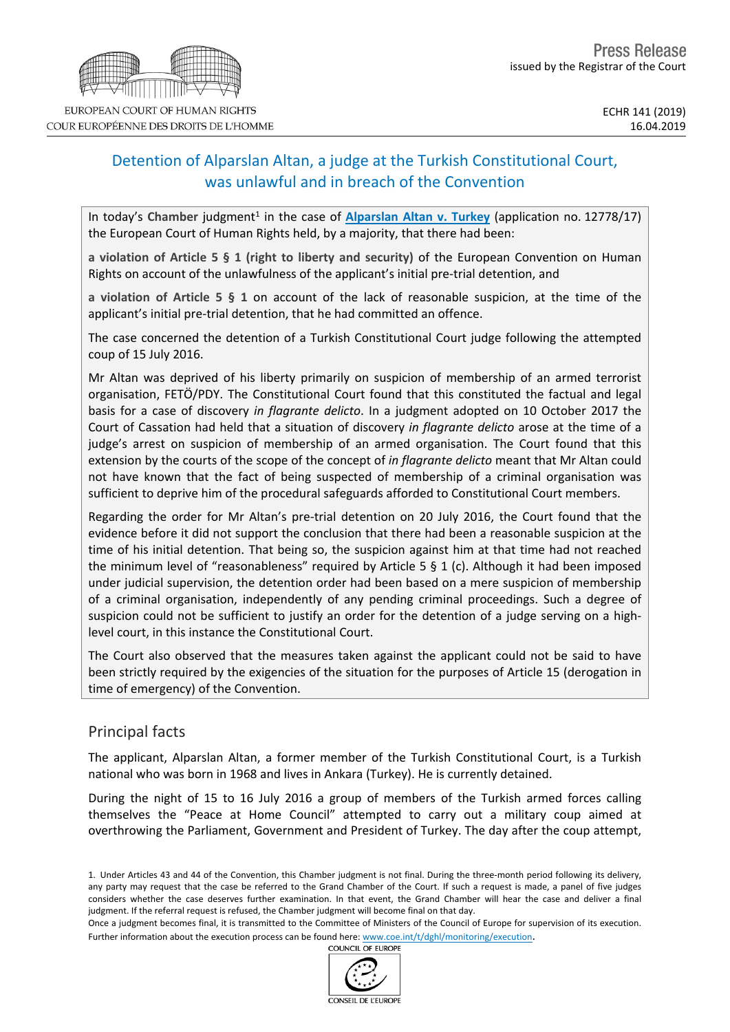Press Release
issued by the Registrar of the Court

EUROPEAN COURT OF HUMAN RIGHTS
COUR EUROPÉENNE DES DROITS DE L'HOMME

ECHR 141 (2019)
16.04.2019

# Detention of Alparslan Altan, a judge at the Turkish Constitutional Court, was unlawful and in breach of the Convention

In today's **Chamber** judgment[1] in the case of **Alparslan Altan v. Turkey** (application no. 12778/17) the European Court of Human Rights held, by a majority, that there had been:

**a violation of Article 5 § 1 (right to liberty and security)** of the European Convention on Human Rights on account of the unlawfulness of the applicant's initial pre-trial detention, and

**a violation of Article 5 § 1** on account of the lack of reasonable suspicion, at the time of the applicant's initial pre-trial detention, that he had committed an offence.

The case concerned the detention of a Turkish Constitutional Court judge following the attempted coup of 15 July 2016.

Mr Altan was deprived of his liberty primarily on suspicion of membership of an armed terrorist organisation, FETÖ/PDY. The Constitutional Court found that this constituted the factual and legal basis for a case of discovery *in flagrante delicto*. In a judgment adopted on 10 October 2017 the Court of Cassation had held that a situation of discovery *in flagrante delicto* arose at the time of a judge's arrest on suspicion of membership of an armed organisation. The Court found that this extension by the courts of the scope of the concept of *in flagrante delicto* meant that Mr Altan could not have known that the fact of being suspected of membership of a criminal organisation was sufficient to deprive him of the procedural safeguards afforded to Constitutional Court members.

Regarding the order for Mr Altan's pre-trial detention on 20 July 2016, the Court found that the evidence before it did not support the conclusion that there had been a reasonable suspicion at the time of his initial detention. That being so, the suspicion against him at that time had not reached the minimum level of "reasonableness" required by Article 5 § 1 (c). Although it had been imposed under judicial supervision, the detention order had been based on a mere suspicion of membership of a criminal organisation, independently of any pending criminal proceedings. Such a degree of suspicion could not be sufficient to justify an order for the detention of a judge serving on a high-level court, in this instance the Constitutional Court.

The Court also observed that the measures taken against the applicant could not be said to have been strictly required by the exigencies of the situation for the purposes of Article 15 (derogation in time of emergency) of the Convention.

## Principal facts

The applicant, Alparslan Altan, a former member of the Turkish Constitutional Court, is a Turkish national who was born in 1968 and lives in Ankara (Turkey). He is currently detained.

During the night of 15 to 16 July 2016 a group of members of the Turkish armed forces calling themselves the "Peace at Home Council" attempted to carry out a military coup aimed at overthrowing the Parliament, Government and President of Turkey. The day after the coup attempt,

1. Under Articles 43 and 44 of the Convention, this Chamber judgment is not final. During the three-month period following its delivery, any party may request that the case be referred to the Grand Chamber of the Court. If such a request is made, a panel of five judges considers whether the case deserves further examination. In that event, the Grand Chamber will hear the case and deliver a final judgment. If the referral request is refused, the Chamber judgment will become final on that day.
Once a judgment becomes final, it is transmitted to the Committee of Ministers of the Council of Europe for supervision of its execution. Further information about the execution process can be found here: www.coe.int/t/dghl/monitoring/execution.

COUNCIL OF EUROPE
CONSEIL DE L'EUROPE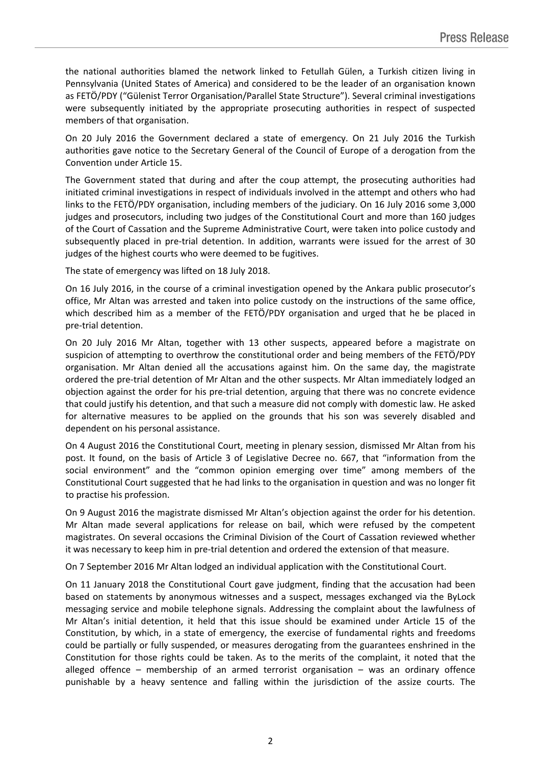the national authorities blamed the network linked to Fetullah Gülen, a Turkish citizen living in Pennsylvania (United States of America) and considered to be the leader of an organisation known as FETÖ/PDY ("Gülenist Terror Organisation/Parallel State Structure"). Several criminal investigations were subsequently initiated by the appropriate prosecuting authorities in respect of suspected members of that organisation.

On 20 July 2016 the Government declared a state of emergency. On 21 July 2016 the Turkish authorities gave notice to the Secretary General of the Council of Europe of a derogation from the Convention under Article 15.

The Government stated that during and after the coup attempt, the prosecuting authorities had initiated criminal investigations in respect of individuals involved in the attempt and others who had links to the FETÖ/PDY organisation, including members of the judiciary. On 16 July 2016 some 3,000 judges and prosecutors, including two judges of the Constitutional Court and more than 160 judges of the Court of Cassation and the Supreme Administrative Court, were taken into police custody and subsequently placed in pre-trial detention. In addition, warrants were issued for the arrest of 30 judges of the highest courts who were deemed to be fugitives.

The state of emergency was lifted on 18 July 2018.

On 16 July 2016, in the course of a criminal investigation opened by the Ankara public prosecutor's office, Mr Altan was arrested and taken into police custody on the instructions of the same office, which described him as a member of the FETÖ/PDY organisation and urged that he be placed in pre-trial detention.

On 20 July 2016 Mr Altan, together with 13 other suspects, appeared before a magistrate on suspicion of attempting to overthrow the constitutional order and being members of the FETÖ/PDY organisation. Mr Altan denied all the accusations against him. On the same day, the magistrate ordered the pre-trial detention of Mr Altan and the other suspects. Mr Altan immediately lodged an objection against the order for his pre-trial detention, arguing that there was no concrete evidence that could justify his detention, and that such a measure did not comply with domestic law. He asked for alternative measures to be applied on the grounds that his son was severely disabled and dependent on his personal assistance.

On 4 August 2016 the Constitutional Court, meeting in plenary session, dismissed Mr Altan from his post. It found, on the basis of Article 3 of Legislative Decree no. 667, that "information from the social environment" and the "common opinion emerging over time" among members of the Constitutional Court suggested that he had links to the organisation in question and was no longer fit to practise his profession.

On 9 August 2016 the magistrate dismissed Mr Altan's objection against the order for his detention. Mr Altan made several applications for release on bail, which were refused by the competent magistrates. On several occasions the Criminal Division of the Court of Cassation reviewed whether it was necessary to keep him in pre-trial detention and ordered the extension of that measure.

On 7 September 2016 Mr Altan lodged an individual application with the Constitutional Court.

On 11 January 2018 the Constitutional Court gave judgment, finding that the accusation had been based on statements by anonymous witnesses and a suspect, messages exchanged via the ByLock messaging service and mobile telephone signals. Addressing the complaint about the lawfulness of Mr Altan's initial detention, it held that this issue should be examined under Article 15 of the Constitution, by which, in a state of emergency, the exercise of fundamental rights and freedoms could be partially or fully suspended, or measures derogating from the guarantees enshrined in the Constitution for those rights could be taken. As to the merits of the complaint, it noted that the alleged offence – membership of an armed terrorist organisation – was an ordinary offence punishable by a heavy sentence and falling within the jurisdiction of the assize courts. The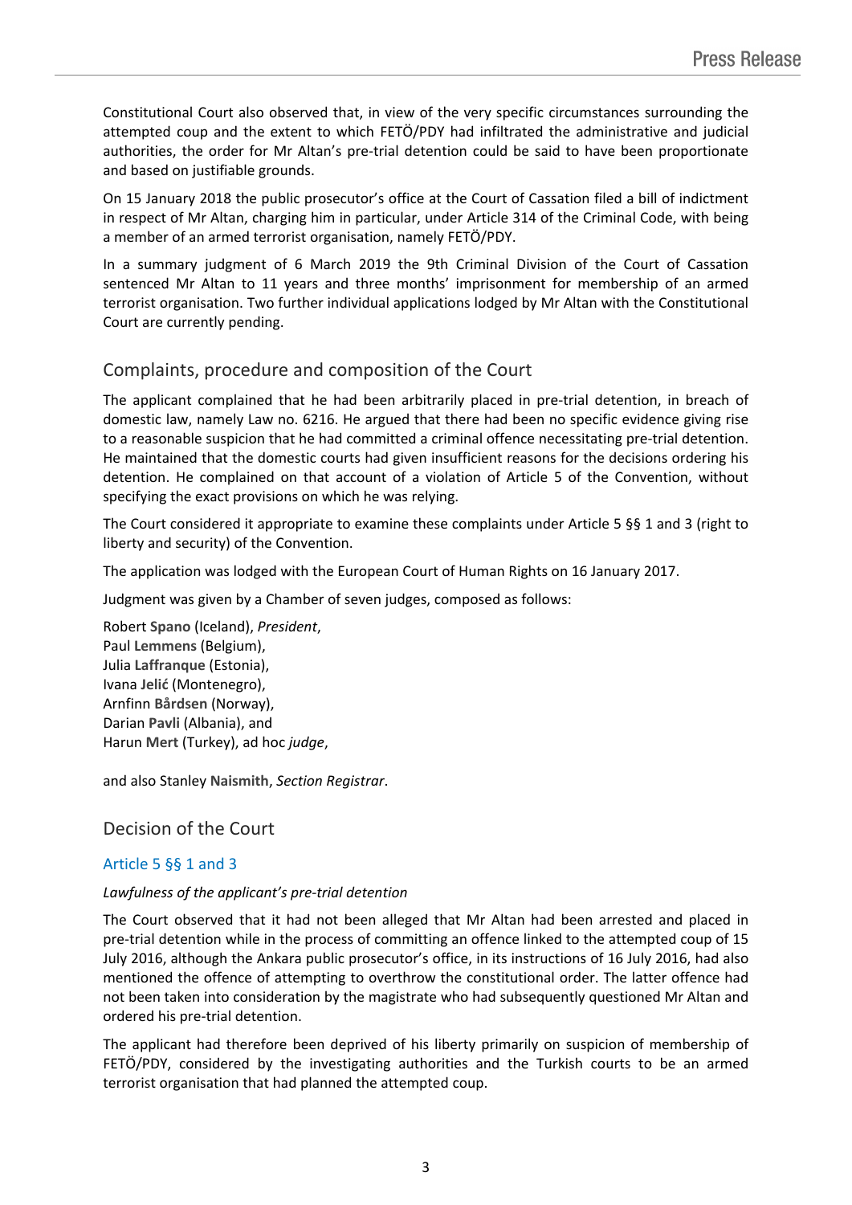Constitutional Court also observed that, in view of the very specific circumstances surrounding the attempted coup and the extent to which FETÖ/PDY had infiltrated the administrative and judicial authorities, the order for Mr Altan's pre-trial detention could be said to have been proportionate and based on justifiable grounds.

On 15 January 2018 the public prosecutor's office at the Court of Cassation filed a bill of indictment in respect of Mr Altan, charging him in particular, under Article 314 of the Criminal Code, with being a member of an armed terrorist organisation, namely FETÖ/PDY.

In a summary judgment of 6 March 2019 the 9th Criminal Division of the Court of Cassation sentenced Mr Altan to 11 years and three months' imprisonment for membership of an armed terrorist organisation. Two further individual applications lodged by Mr Altan with the Constitutional Court are currently pending.

## Complaints, procedure and composition of the Court

The applicant complained that he had been arbitrarily placed in pre-trial detention, in breach of domestic law, namely Law no. 6216. He argued that there had been no specific evidence giving rise to a reasonable suspicion that he had committed a criminal offence necessitating pre-trial detention. He maintained that the domestic courts had given insufficient reasons for the decisions ordering his detention. He complained on that account of a violation of Article 5 of the Convention, without specifying the exact provisions on which he was relying.

The Court considered it appropriate to examine these complaints under Article 5 §§ 1 and 3 (right to liberty and security) of the Convention.

The application was lodged with the European Court of Human Rights on 16 January 2017.

Judgment was given by a Chamber of seven judges, composed as follows:

Robert **Spano** (Iceland), *President*,
Paul **Lemmens** (Belgium),
Julia **Laffranque** (Estonia),
Ivana **Jelić** (Montenegro),
Arnfinn **Bårdsen** (Norway),
Darian **Pavli** (Albania), and
Harun **Mert** (Turkey), ad hoc *judge*,

and also Stanley **Naismith**, *Section Registrar*.

## Decision of the Court

### Article 5 §§ 1 and 3

*Lawfulness of the applicant's pre-trial detention*

The Court observed that it had not been alleged that Mr Altan had been arrested and placed in pre-trial detention while in the process of committing an offence linked to the attempted coup of 15 July 2016, although the Ankara public prosecutor's office, in its instructions of 16 July 2016, had also mentioned the offence of attempting to overthrow the constitutional order. The latter offence had not been taken into consideration by the magistrate who had subsequently questioned Mr Altan and ordered his pre-trial detention.

The applicant had therefore been deprived of his liberty primarily on suspicion of membership of FETÖ/PDY, considered by the investigating authorities and the Turkish courts to be an armed terrorist organisation that had planned the attempted coup.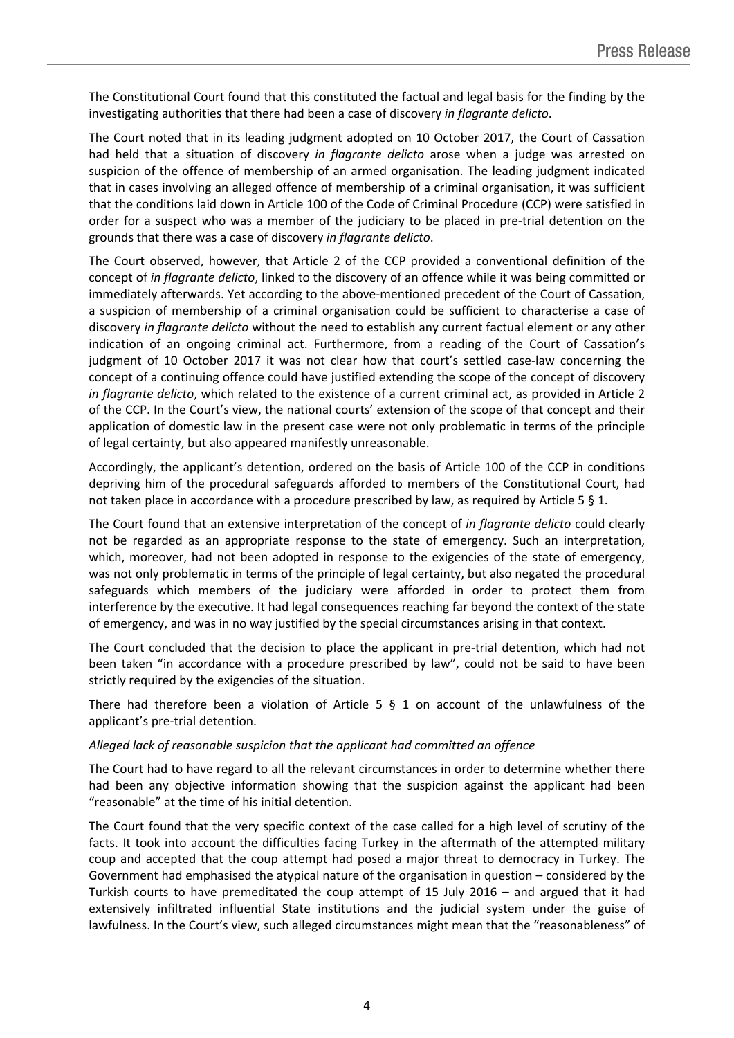The Constitutional Court found that this constituted the factual and legal basis for the finding by the investigating authorities that there had been a case of discovery *in flagrante delicto*.

The Court noted that in its leading judgment adopted on 10 October 2017, the Court of Cassation had held that a situation of discovery *in flagrante delicto* arose when a judge was arrested on suspicion of the offence of membership of an armed organisation. The leading judgment indicated that in cases involving an alleged offence of membership of a criminal organisation, it was sufficient that the conditions laid down in Article 100 of the Code of Criminal Procedure (CCP) were satisfied in order for a suspect who was a member of the judiciary to be placed in pre-trial detention on the grounds that there was a case of discovery *in flagrante delicto*.

The Court observed, however, that Article 2 of the CCP provided a conventional definition of the concept of *in flagrante delicto*, linked to the discovery of an offence while it was being committed or immediately afterwards. Yet according to the above-mentioned precedent of the Court of Cassation, a suspicion of membership of a criminal organisation could be sufficient to characterise a case of discovery *in flagrante delicto* without the need to establish any current factual element or any other indication of an ongoing criminal act. Furthermore, from a reading of the Court of Cassation's judgment of 10 October 2017 it was not clear how that court's settled case-law concerning the concept of a continuing offence could have justified extending the scope of the concept of discovery *in flagrante delicto*, which related to the existence of a current criminal act, as provided in Article 2 of the CCP. In the Court's view, the national courts' extension of the scope of that concept and their application of domestic law in the present case were not only problematic in terms of the principle of legal certainty, but also appeared manifestly unreasonable.

Accordingly, the applicant's detention, ordered on the basis of Article 100 of the CCP in conditions depriving him of the procedural safeguards afforded to members of the Constitutional Court, had not taken place in accordance with a procedure prescribed by law, as required by Article 5 § 1.

The Court found that an extensive interpretation of the concept of *in flagrante delicto* could clearly not be regarded as an appropriate response to the state of emergency. Such an interpretation, which, moreover, had not been adopted in response to the exigencies of the state of emergency, was not only problematic in terms of the principle of legal certainty, but also negated the procedural safeguards which members of the judiciary were afforded in order to protect them from interference by the executive. It had legal consequences reaching far beyond the context of the state of emergency, and was in no way justified by the special circumstances arising in that context.

The Court concluded that the decision to place the applicant in pre-trial detention, which had not been taken "in accordance with a procedure prescribed by law", could not be said to have been strictly required by the exigencies of the situation.

There had therefore been a violation of Article 5 § 1 on account of the unlawfulness of the applicant's pre-trial detention.

*Alleged lack of reasonable suspicion that the applicant had committed an offence*

The Court had to have regard to all the relevant circumstances in order to determine whether there had been any objective information showing that the suspicion against the applicant had been "reasonable" at the time of his initial detention.

The Court found that the very specific context of the case called for a high level of scrutiny of the facts. It took into account the difficulties facing Turkey in the aftermath of the attempted military coup and accepted that the coup attempt had posed a major threat to democracy in Turkey. The Government had emphasised the atypical nature of the organisation in question – considered by the Turkish courts to have premeditated the coup attempt of 15 July 2016 – and argued that it had extensively infiltrated influential State institutions and the judicial system under the guise of lawfulness. In the Court's view, such alleged circumstances might mean that the "reasonableness" of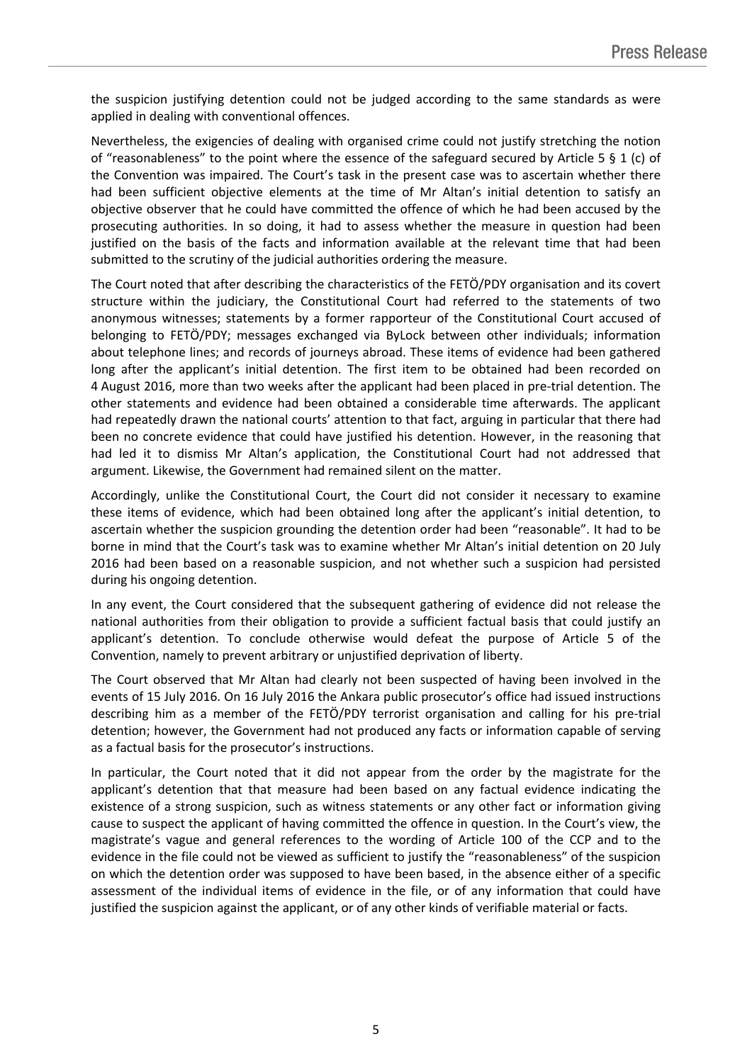the suspicion justifying detention could not be judged according to the same standards as were applied in dealing with conventional offences.

Nevertheless, the exigencies of dealing with organised crime could not justify stretching the notion of "reasonableness" to the point where the essence of the safeguard secured by Article 5 § 1 (c) of the Convention was impaired. The Court's task in the present case was to ascertain whether there had been sufficient objective elements at the time of Mr Altan's initial detention to satisfy an objective observer that he could have committed the offence of which he had been accused by the prosecuting authorities. In so doing, it had to assess whether the measure in question had been justified on the basis of the facts and information available at the relevant time that had been submitted to the scrutiny of the judicial authorities ordering the measure.

The Court noted that after describing the characteristics of the FETÖ/PDY organisation and its covert structure within the judiciary, the Constitutional Court had referred to the statements of two anonymous witnesses; statements by a former rapporteur of the Constitutional Court accused of belonging to FETÖ/PDY; messages exchanged via ByLock between other individuals; information about telephone lines; and records of journeys abroad. These items of evidence had been gathered long after the applicant's initial detention. The first item to be obtained had been recorded on 4 August 2016, more than two weeks after the applicant had been placed in pre-trial detention. The other statements and evidence had been obtained a considerable time afterwards. The applicant had repeatedly drawn the national courts' attention to that fact, arguing in particular that there had been no concrete evidence that could have justified his detention. However, in the reasoning that had led it to dismiss Mr Altan's application, the Constitutional Court had not addressed that argument. Likewise, the Government had remained silent on the matter.

Accordingly, unlike the Constitutional Court, the Court did not consider it necessary to examine these items of evidence, which had been obtained long after the applicant's initial detention, to ascertain whether the suspicion grounding the detention order had been "reasonable". It had to be borne in mind that the Court's task was to examine whether Mr Altan's initial detention on 20 July 2016 had been based on a reasonable suspicion, and not whether such a suspicion had persisted during his ongoing detention.

In any event, the Court considered that the subsequent gathering of evidence did not release the national authorities from their obligation to provide a sufficient factual basis that could justify an applicant's detention. To conclude otherwise would defeat the purpose of Article 5 of the Convention, namely to prevent arbitrary or unjustified deprivation of liberty.

The Court observed that Mr Altan had clearly not been suspected of having been involved in the events of 15 July 2016. On 16 July 2016 the Ankara public prosecutor's office had issued instructions describing him as a member of the FETÖ/PDY terrorist organisation and calling for his pre-trial detention; however, the Government had not produced any facts or information capable of serving as a factual basis for the prosecutor's instructions.

In particular, the Court noted that it did not appear from the order by the magistrate for the applicant's detention that that measure had been based on any factual evidence indicating the existence of a strong suspicion, such as witness statements or any other fact or information giving cause to suspect the applicant of having committed the offence in question. In the Court's view, the magistrate's vague and general references to the wording of Article 100 of the CCP and to the evidence in the file could not be viewed as sufficient to justify the "reasonableness" of the suspicion on which the detention order was supposed to have been based, in the absence either of a specific assessment of the individual items of evidence in the file, or of any information that could have justified the suspicion against the applicant, or of any other kinds of verifiable material or facts.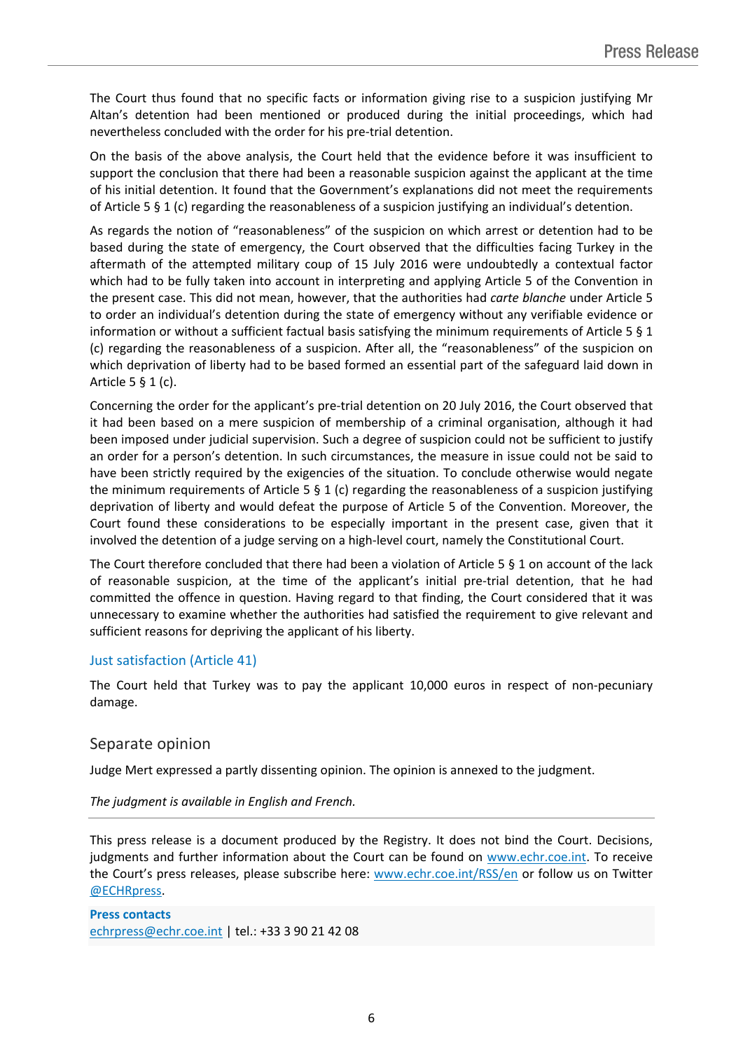The Court thus found that no specific facts or information giving rise to a suspicion justifying Mr Altan's detention had been mentioned or produced during the initial proceedings, which had nevertheless concluded with the order for his pre-trial detention.

On the basis of the above analysis, the Court held that the evidence before it was insufficient to support the conclusion that there had been a reasonable suspicion against the applicant at the time of his initial detention. It found that the Government's explanations did not meet the requirements of Article 5 § 1 (c) regarding the reasonableness of a suspicion justifying an individual's detention.

As regards the notion of "reasonableness" of the suspicion on which arrest or detention had to be based during the state of emergency, the Court observed that the difficulties facing Turkey in the aftermath of the attempted military coup of 15 July 2016 were undoubtedly a contextual factor which had to be fully taken into account in interpreting and applying Article 5 of the Convention in the present case. This did not mean, however, that the authorities had *carte blanche* under Article 5 to order an individual's detention during the state of emergency without any verifiable evidence or information or without a sufficient factual basis satisfying the minimum requirements of Article 5 § 1 (c) regarding the reasonableness of a suspicion. After all, the "reasonableness" of the suspicion on which deprivation of liberty had to be based formed an essential part of the safeguard laid down in Article 5 § 1 (c).

Concerning the order for the applicant's pre-trial detention on 20 July 2016, the Court observed that it had been based on a mere suspicion of membership of a criminal organisation, although it had been imposed under judicial supervision. Such a degree of suspicion could not be sufficient to justify an order for a person's detention. In such circumstances, the measure in issue could not be said to have been strictly required by the exigencies of the situation. To conclude otherwise would negate the minimum requirements of Article 5 § 1 (c) regarding the reasonableness of a suspicion justifying deprivation of liberty and would defeat the purpose of Article 5 of the Convention. Moreover, the Court found these considerations to be especially important in the present case, given that it involved the detention of a judge serving on a high-level court, namely the Constitutional Court.

The Court therefore concluded that there had been a violation of Article 5 § 1 on account of the lack of reasonable suspicion, at the time of the applicant's initial pre-trial detention, that he had committed the offence in question. Having regard to that finding, the Court considered that it was unnecessary to examine whether the authorities had satisfied the requirement to give relevant and sufficient reasons for depriving the applicant of his liberty.

### Just satisfaction (Article 41)

The Court held that Turkey was to pay the applicant 10,000 euros in respect of non-pecuniary damage.

## Separate opinion

Judge Mert expressed a partly dissenting opinion. The opinion is annexed to the judgment.

*The judgment is available in English and French.*

---

This press release is a document produced by the Registry. It does not bind the Court. Decisions, judgments and further information about the Court can be found on www.echr.coe.int. To receive the Court's press releases, please subscribe here: www.echr.coe.int/RSS/en or follow us on Twitter @ECHRpress.

**Press contacts**
echrpress@echr.coe.int | tel.: +33 3 90 21 42 08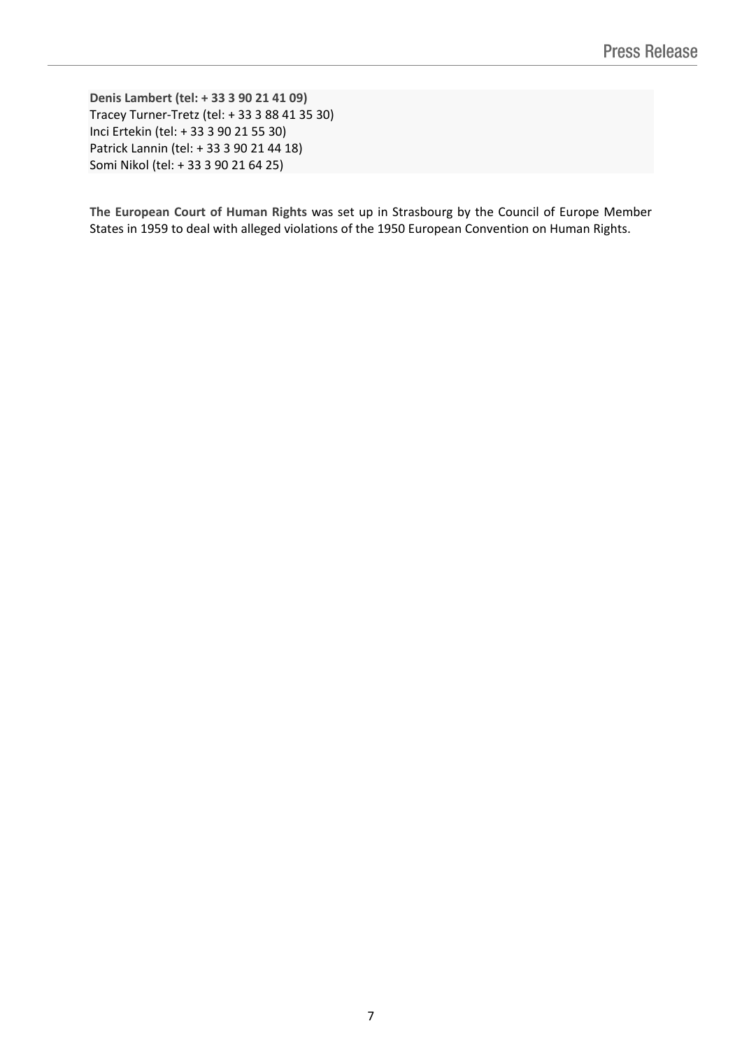**Denis Lambert (tel: + 33 3 90 21 41 09)**
Tracey Turner-Tretz (tel: + 33 3 88 41 35 30)
Inci Ertekin (tel: + 33 3 90 21 55 30)
Patrick Lannin (tel: + 33 3 90 21 44 18)
Somi Nikol (tel: + 33 3 90 21 64 25)

**The European Court of Human Rights** was set up in Strasbourg by the Council of Europe Member States in 1959 to deal with alleged violations of the 1950 European Convention on Human Rights.